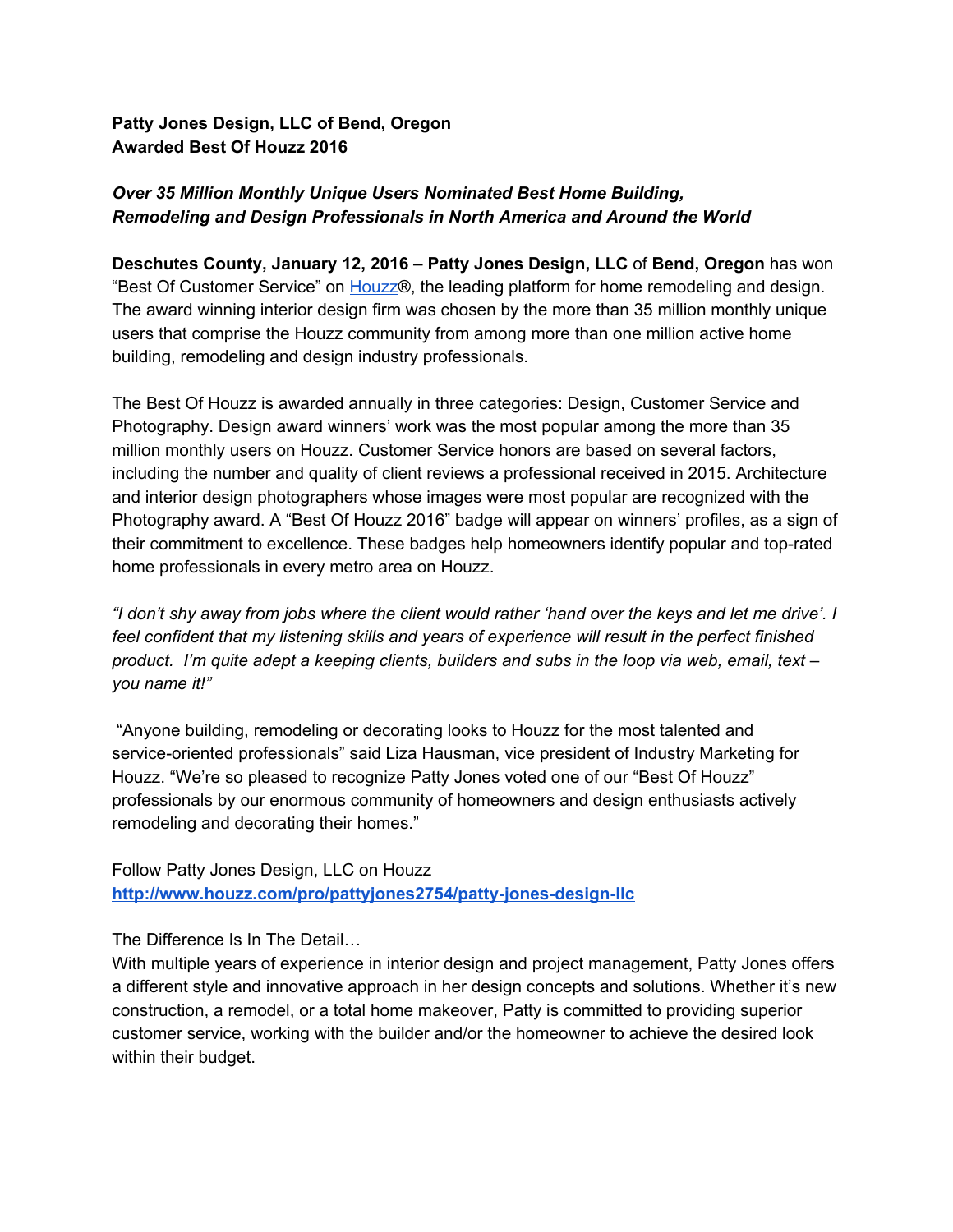**Patty Jones Design, LLC of Bend, Oregon**
**Awarded Best Of Houzz 2016**

***Over 35 Million Monthly Unique Users Nominated Best Home Building, Remodeling and Design Professionals in North America and Around the World***

**Deschutes County, January 12, 2016** – **Patty Jones Design, LLC** of **Bend, Oregon** has won "Best Of Customer Service" on [Houzz](http://www.houzz.com)®, the leading platform for home remodeling and design. The award winning interior design firm was chosen by the more than 35 million monthly unique users that comprise the Houzz community from among more than one million active home building, remodeling and design industry professionals.

The Best Of Houzz is awarded annually in three categories: Design, Customer Service and Photography. Design award winners' work was the most popular among the more than 35 million monthly users on Houzz. Customer Service honors are based on several factors, including the number and quality of client reviews a professional received in 2015. Architecture and interior design photographers whose images were most popular are recognized with the Photography award. A "Best Of Houzz 2016" badge will appear on winners' profiles, as a sign of their commitment to excellence. These badges help homeowners identify popular and top-rated home professionals in every metro area on Houzz.

*"I don't shy away from jobs where the client would rather 'hand over the keys and let me drive'. I feel confident that my listening skills and years of experience will result in the perfect finished product. I'm quite adept a keeping clients, builders and subs in the loop via web, email, text – you name it!"*

"Anyone building, remodeling or decorating looks to Houzz for the most talented and service-oriented professionals" said Liza Hausman, vice president of Industry Marketing for Houzz. "We're so pleased to recognize Patty Jones voted one of our "Best Of Houzz" professionals by our enormous community of homeowners and design enthusiasts actively remodeling and decorating their homes."

Follow Patty Jones Design, LLC on Houzz
**http://www.houzz.com/pro/pattyjones2754/patty-jones-design-llc**

The Difference Is In The Detail…
With multiple years of experience in interior design and project management, Patty Jones offers a different style and innovative approach in her design concepts and solutions. Whether it's new construction, a remodel, or a total home makeover, Patty is committed to providing superior customer service, working with the builder and/or the homeowner to achieve the desired look within their budget.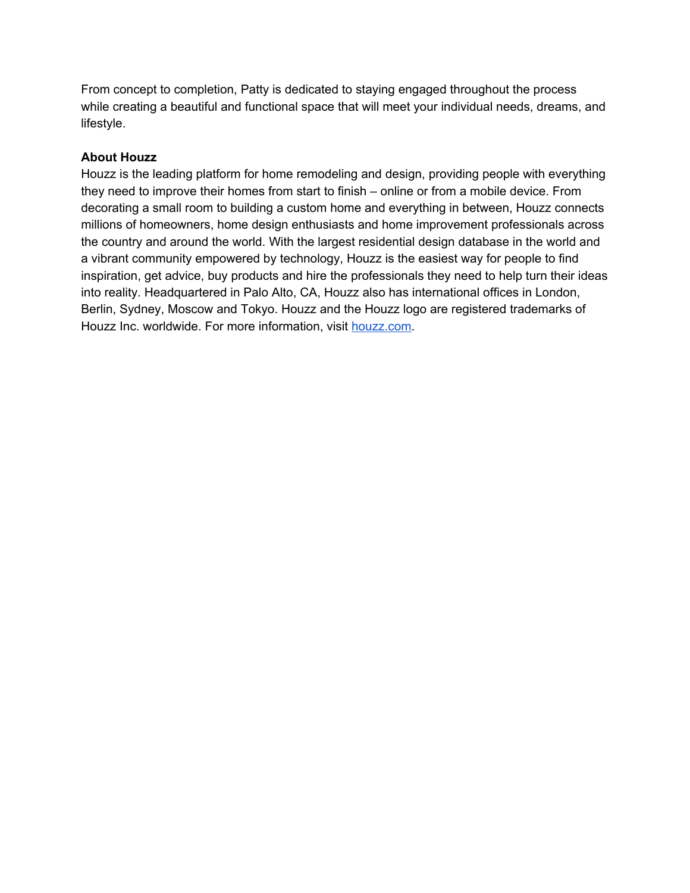From concept to completion, Patty is dedicated to staying engaged throughout the process while creating a beautiful and functional space that will meet your individual needs, dreams, and lifestyle.

**About Houzz**

Houzz is the leading platform for home remodeling and design, providing people with everything they need to improve their homes from start to finish – online or from a mobile device. From decorating a small room to building a custom home and everything in between, Houzz connects millions of homeowners, home design enthusiasts and home improvement professionals across the country and around the world. With the largest residential design database in the world and a vibrant community empowered by technology, Houzz is the easiest way for people to find inspiration, get advice, buy products and hire the professionals they need to help turn their ideas into reality. Headquartered in Palo Alto, CA, Houzz also has international offices in London, Berlin, Sydney, Moscow and Tokyo. Houzz and the Houzz logo are registered trademarks of Houzz Inc. worldwide. For more information, visit [houzz.com](houzz.com).